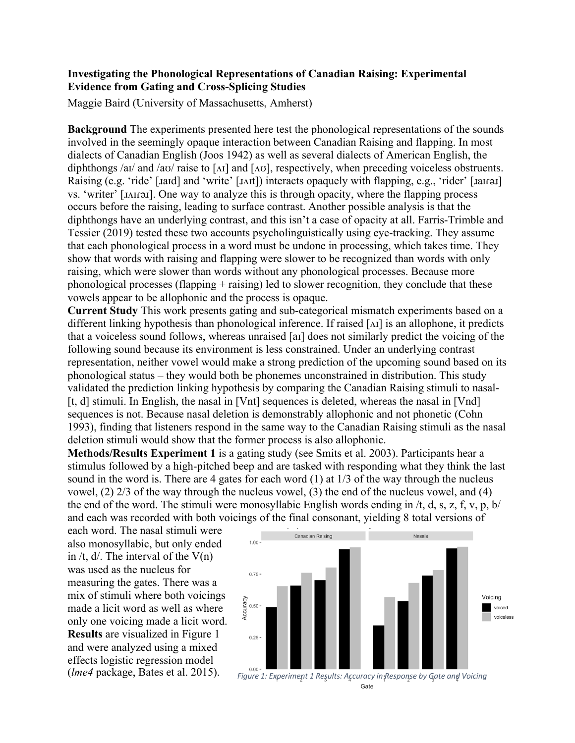**Investigating the Phonological Representations of Canadian Raising: Experimental Evidence from Gating and Cross-Splicing Studies**

Maggie Baird (University of Massachusetts, Amherst)

**Background** The experiments presented here test the phonological representations of the sounds involved in the seemingly opaque interaction between Canadian Raising and flapping. In most dialects of Canadian English (Joos 1942) as well as several dialects of American English, the diphthongs /aɪ/ and /aʊ/ raise to [ʌɪ] and [ʌʊ], respectively, when preceding voiceless obstruents. Raising (e.g. 'ride' [ɹaɪd] and 'write' [ɹʌɪt]) interacts opaquely with flapping, e.g., 'rider' [ɹaɪɾəɹ] vs. 'writer' [ɹʌɪɾəɹ]. One way to analyze this is through opacity, where the flapping process occurs before the raising, leading to surface contrast. Another possible analysis is that the diphthongs have an underlying contrast, and this isn't a case of opacity at all. Farris-Trimble and Tessier (2019) tested these two accounts psycholinguistically using eye-tracking. They assume that each phonological process in a word must be undone in processing, which takes time. They show that words with raising and flapping were slower to be recognized than words with only raising, which were slower than words without any phonological processes. Because more phonological processes (flapping + raising) led to slower recognition, they conclude that these vowels appear to be allophonic and the process is opaque.

**Current Study** This work presents gating and sub-categorical mismatch experiments based on a different linking hypothesis than phonological inference. If raised [ʌɪ] is an allophone, it predicts that a voiceless sound follows, whereas unraised [aɪ] does not similarly predict the voicing of the following sound because its environment is less constrained. Under an underlying contrast representation, neither vowel would make a strong prediction of the upcoming sound based on its phonological status – they would both be phonemes unconstrained in distribution. This study validated the prediction linking hypothesis by comparing the Canadian Raising stimuli to nasal-[t, d] stimuli. In English, the nasal in [Vnt] sequences is deleted, whereas the nasal in [Vnd] sequences is not. Because nasal deletion is demonstrably allophonic and not phonetic (Cohn 1993), finding that listeners respond in the same way to the Canadian Raising stimuli as the nasal deletion stimuli would show that the former process is also allophonic.

**Methods/Results Experiment 1** is a gating study (see Smits et al. 2003). Participants hear a stimulus followed by a high-pitched beep and are tasked with responding what they think the last sound in the word is. There are 4 gates for each word (1) at 1/3 of the way through the nucleus vowel, (2) 2/3 of the way through the nucleus vowel, (3) the end of the nucleus vowel, and (4) the end of the word. The stimuli were monosyllabic English words ending in /t, d, s, z, f, v, p, b/ and each was recorded with both voicings of the final consonant, yielding 8 total versions of each word. The nasal stimuli were also monosyllabic, but only ended in /t, d/. The interval of the V(n) was used as the nucleus for measuring the gates. There was a mix of stimuli where both voicings made a licit word as well as where only one voicing made a licit word. **Results** are visualized in Figure 1 and were analyzed using a mixed effects logistic regression model (*lme4* package, Bates et al. 2015).

*Figure 1: Experiment 1 Results: Accuracy in Response by Gate and Voicing*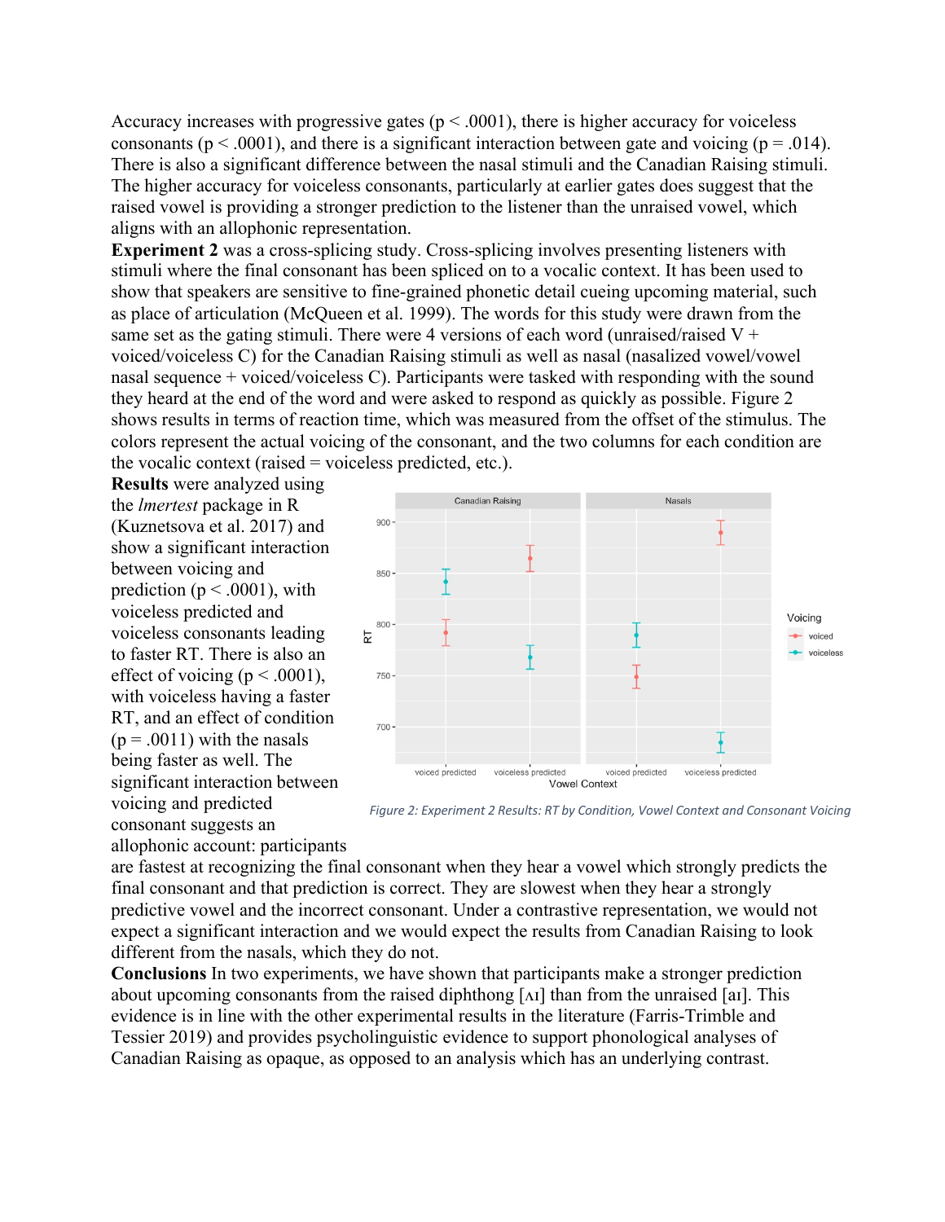Accuracy increases with progressive gates ($p < .0001$), there is higher accuracy for voiceless consonants ($p < .0001$), and there is a significant interaction between gate and voicing ($p = .014$). There is also a significant difference between the nasal stimuli and the Canadian Raising stimuli. The higher accuracy for voiceless consonants, particularly at earlier gates does suggest that the raised vowel is providing a stronger prediction to the listener than the unraised vowel, which aligns with an allophonic representation.

**Experiment 2** was a cross-splicing study. Cross-splicing involves presenting listeners with stimuli where the final consonant has been spliced on to a vocalic context. It has been used to show that speakers are sensitive to fine-grained phonetic detail cueing upcoming material, such as place of articulation (McQueen et al. 1999). The words for this study were drawn from the same set as the gating stimuli. There were 4 versions of each word (unraised/raised V + voiced/voiceless C) for the Canadian Raising stimuli as well as nasal (nasalized vowel/vowel nasal sequence + voiced/voiceless C). Participants were tasked with responding with the sound they heard at the end of the word and were asked to respond as quickly as possible. Figure 2 shows results in terms of reaction time, which was measured from the offset of the stimulus. The colors represent the actual voicing of the consonant, and the two columns for each condition are the vocalic context (raised = voiceless predicted, etc.).

**Results** were analyzed using the *lmertest* package in R (Kuznetsova et al. 2017) and show a significant interaction between voicing and prediction ($p < .0001$), with voiceless predicted and voiceless consonants leading to faster RT. There is also an effect of voicing ($p < .0001$), with voiceless having a faster RT, and an effect of condition ($p = .0011$) with the nasals being faster as well. The significant interaction between voicing and predicted consonant suggests an allophonic account: participants are fastest at recognizing the final consonant when they hear a vowel which strongly predicts the final consonant and that prediction is correct. They are slowest when they hear a strongly predictive vowel and the incorrect consonant. Under a contrastive representation, we would not expect a significant interaction and we would expect the results from Canadian Raising to look different from the nasals, which they do not.

Canadian Raising

Nasals

900

850

800

750

700

RT

voiced predicted

voiceless predicted

voiced predicted

voiceless predicted

Vowel Context

Voicing

voiced

voiceless

*Figure 2: Experiment 2 Results: RT by Condition, Vowel Context and Consonant Voicing*

**Conclusions** In two experiments, we have shown that participants make a stronger prediction about upcoming consonants from the raised diphthong [ʌɪ] than from the unraised [aɪ]. This evidence is in line with the other experimental results in the literature (Farris-Trimble and Tessier 2019) and provides psycholinguistic evidence to support phonological analyses of Canadian Raising as opaque, as opposed to an analysis which has an underlying contrast.